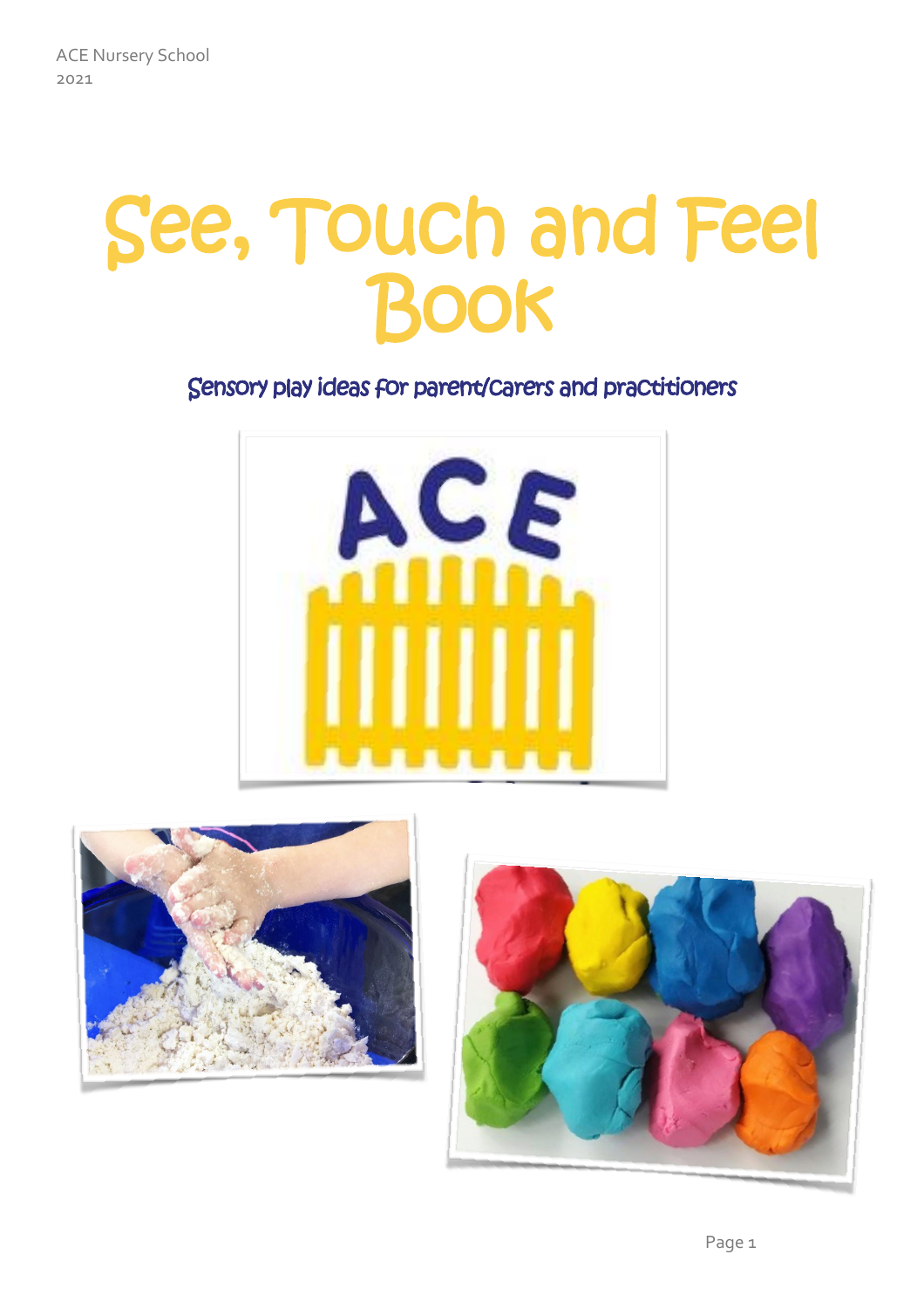ACE Nursery School
2021

# See, Touch and Feel Book

## Sensory play ideas for parent/carers and practitioners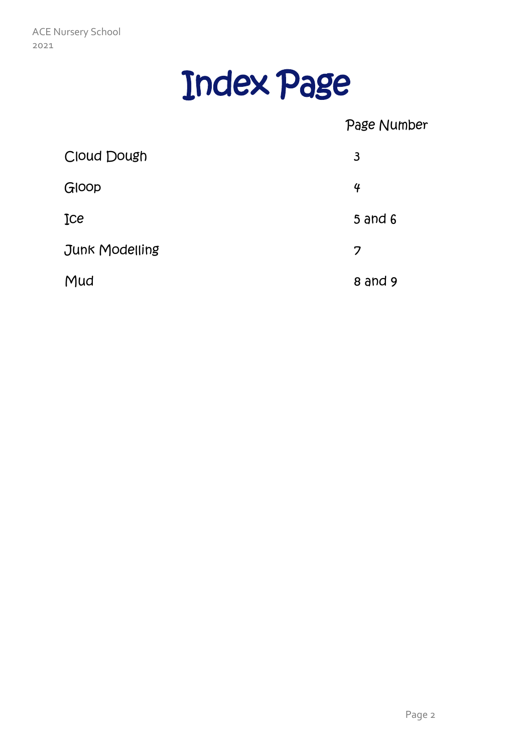# Index Page

| | Page Number |
|---|---|
| Cloud Dough | 3 |
| Gloop | 4 |
| Ice | 5 and 6 |
| Junk Modelling | 7 |
| Mud | 8 and 9 |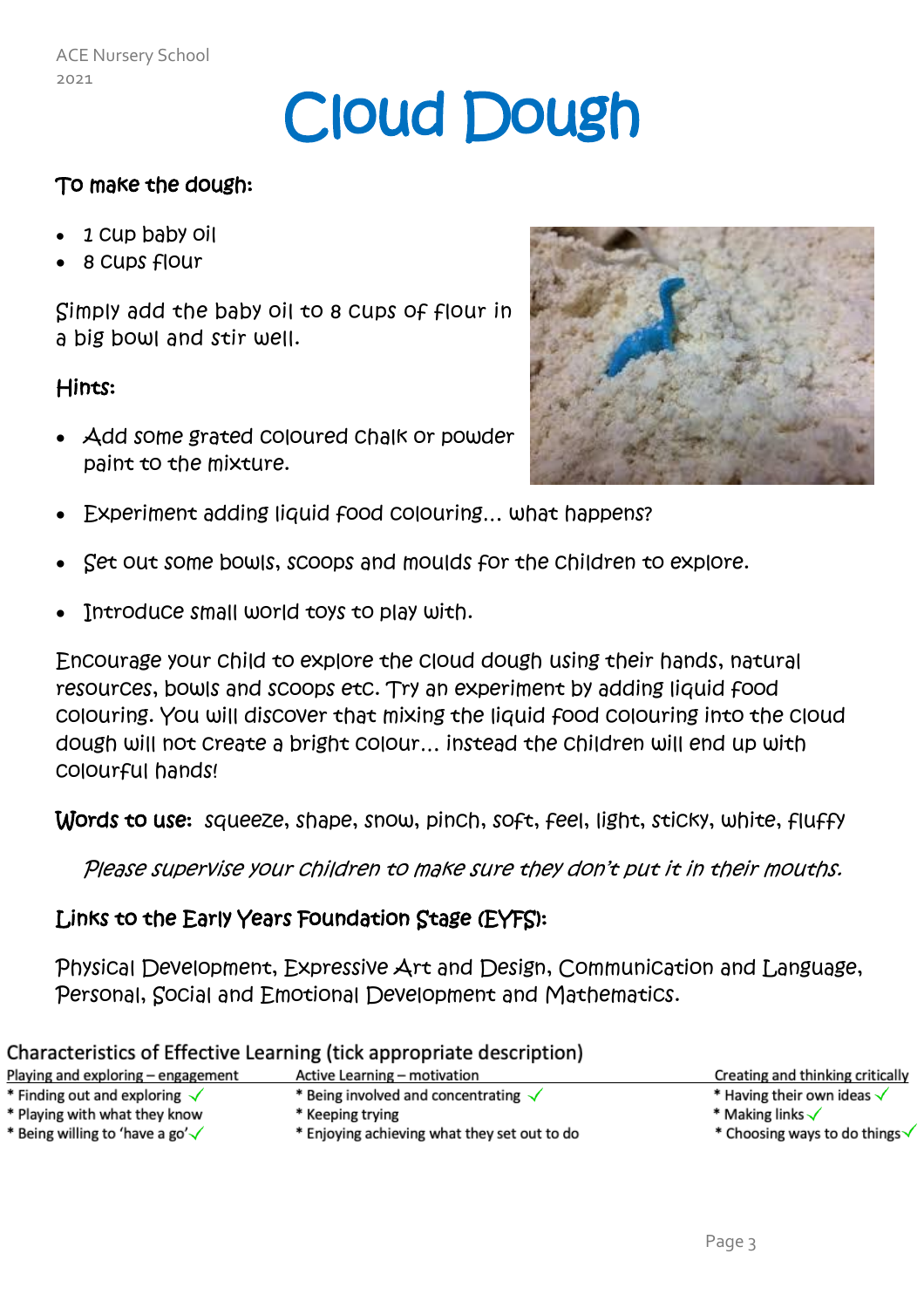# Cloud Dough

## To make the dough:

- 1 cup baby oil
- 8 cups flour

Simply add the baby oil to 8 cups of flour in a big bowl and stir well.

## Hints:

- Add some grated coloured chalk or powder paint to the mixture.
- Experiment adding liquid food colouring… what happens?
- Set out some bowls, scoops and moulds for the children to explore.
- Introduce small world toys to play with.

Encourage your child to explore the cloud dough using their hands, natural resources, bowls and scoops etc. Try an experiment by adding liquid food colouring. You will discover that mixing the liquid food colouring into the cloud dough will not create a bright colour… instead the children will end up with colourful hands!

**Words to use:** squeeze, shape, snow, pinch, soft, feel, light, sticky, white, fluffy

*Please supervise your children to make sure they don't put it in their mouths.*

## Links to the Early Years Foundation Stage (EYFS):

Physical Development, Expressive Art and Design, Communication and Language, Personal, Social and Emotional Development and Mathematics.

## Characteristics of Effective Learning (tick appropriate description)

| Playing and exploring – engagement | Active Learning – motivation | Creating and thinking critically |
|---|---|---|
| * Finding out and exploring ✓ | * Being involved and concentrating ✓ | * Having their own ideas ✓ |
| * Playing with what they know | * Keeping trying | * Making links ✓ |
| * Being willing to 'have a go' ✓ | * Enjoying achieving what they set out to do | * Choosing ways to do things ✓ |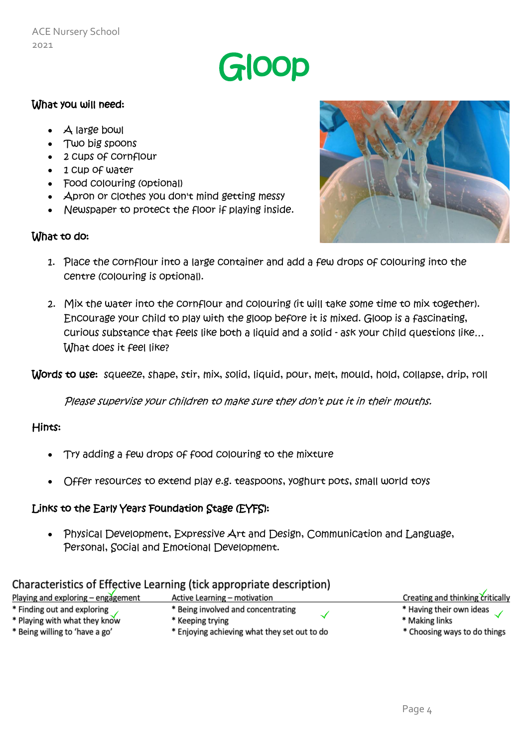# Gloop

**What you will need:**

- A large bowl
- Two big spoons
- 2 cups of cornflour
- 1 cup of water
- Food colouring (optional)
- Apron or clothes you don't mind getting messy
- Newspaper to protect the floor if playing inside.

**What to do:**

1. Place the cornflour into a large container and add a few drops of colouring into the centre (colouring is optional).

2. Mix the water into the cornflour and colouring (it will take some time to mix together). Encourage your child to play with the gloop before it is mixed. Gloop is a fascinating, curious substance that feels like both a liquid and a solid - ask your child questions like… What does it feel like?

**Words to use:** squeeze, shape, stir, mix, solid, liquid, pour, melt, mould, hold, collapse, drip, roll

*Please supervise your children to make sure they don't put it in their mouths.*

**Hints:**

- Try adding a few drops of food colouring to the mixture

- Offer resources to extend play e.g. teaspoons, yoghurt pots, small world toys

**Links to the Early Years Foundation Stage (EYFS):**

- Physical Development, Expressive Art and Design, Communication and Language, Personal, Social and Emotional Development.

## Characteristics of Effective Learning (tick appropriate description)

| Playing and exploring – engagement ✓ | Active Learning – motivation | Creating and thinking critically ✓ |
|---|---|---|
| * Finding out and exploring | * Being involved and concentrating ✓ | * Having their own ideas ✓ |
| * Playing with what they know ✓ | * Keeping trying | * Making links |
| * Being willing to 'have a go' | * Enjoying achieving what they set out to do | * Choosing ways to do things |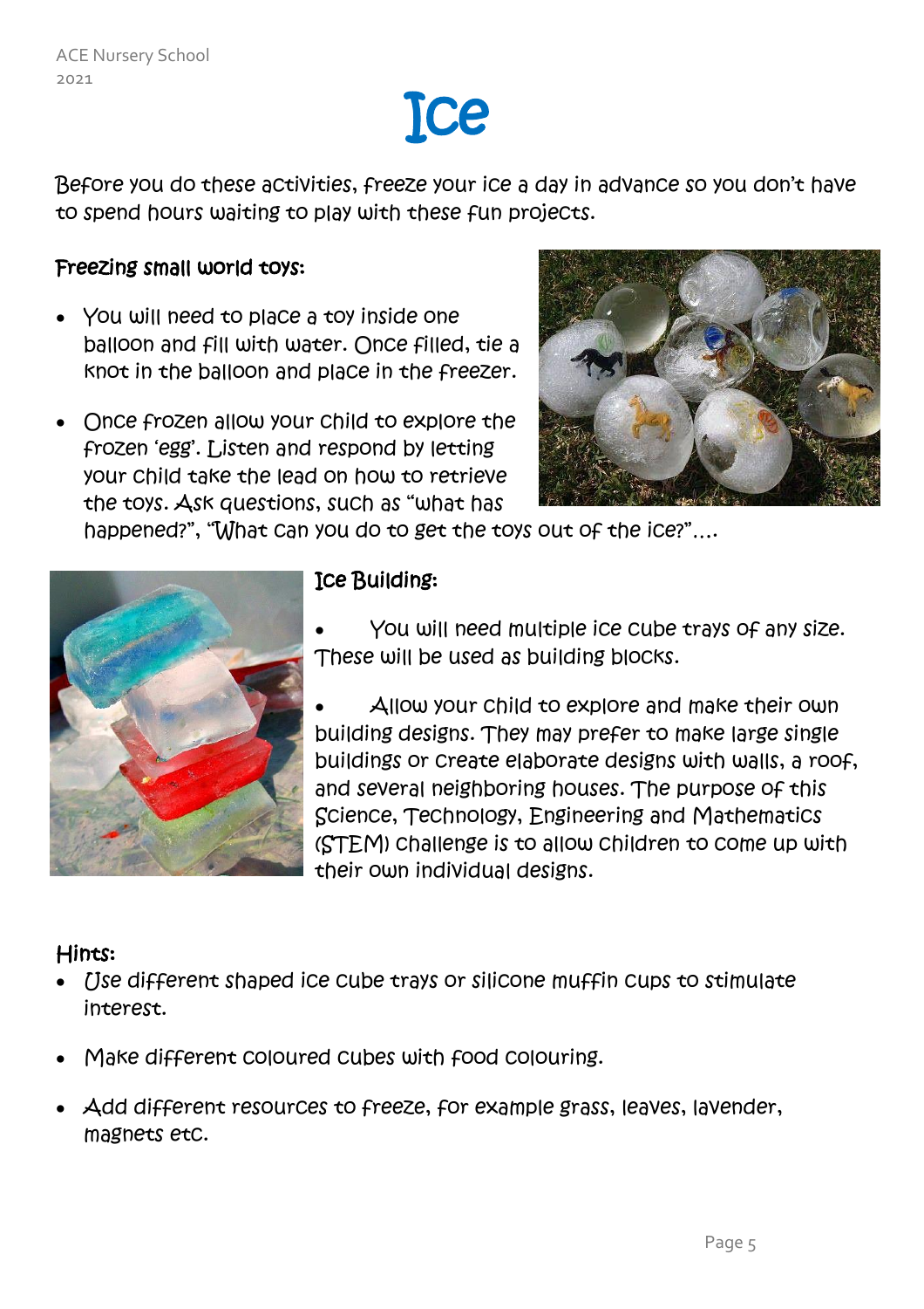# Ice

Before you do these activities, freeze your ice a day in advance so you don't have to spend hours waiting to play with these fun projects.

### Freezing small world toys:

- You will need to place a toy inside one balloon and fill with water. Once filled, tie a knot in the balloon and place in the freezer.
- Once frozen allow your child to explore the frozen 'egg'. Listen and respond by letting your child take the lead on how to retrieve the toys. Ask questions, such as "what has happened?", "What can you do to get the toys out of the ice?"….

### Ice Building:

- You will need multiple ice cube trays of any size. These will be used as building blocks.
- Allow your child to explore and make their own building designs. They may prefer to make large single buildings or create elaborate designs with walls, a roof, and several neighboring houses. The purpose of this Science, Technology, Engineering and Mathematics (STEM) challenge is to allow children to come up with their own individual designs.

### Hints:

- Use different shaped ice cube trays or silicone muffin cups to stimulate interest.
- Make different coloured cubes with food colouring.
- Add different resources to freeze, for example grass, leaves, lavender, magnets etc.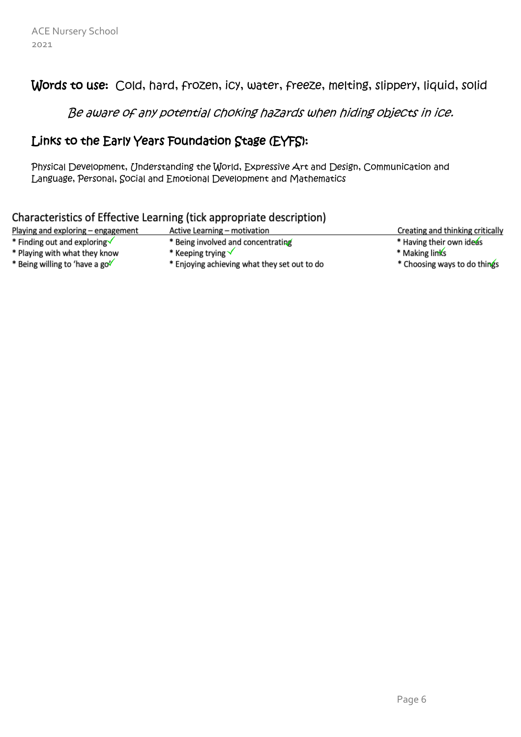**Words to use:** Cold, hard, frozen, icy, water, freeze, melting, slippery, liquid, solid

*Be aware of any potential choking hazards when hiding objects in ice.*

## Links to the Early Years Foundation Stage (EYFS):

Physical Development, Understanding the World, Expressive Art and Design, Communication and Language, Personal, Social and Emotional Development and Mathematics

## Characteristics of Effective Learning (tick appropriate description)

| Playing and exploring – engagement | Active Learning – motivation | Creating and thinking critically |
|---|---|---|
| * Finding out and exploring ✓ | * Being involved and concentrating ✓ | * Having their own ideas ✓ |
| * Playing with what they know | * Keeping trying ✓ | * Making links ✓ |
| * Being willing to 'have a go' ✓ | * Enjoying achieving what they set out to do | * Choosing ways to do things ✓ |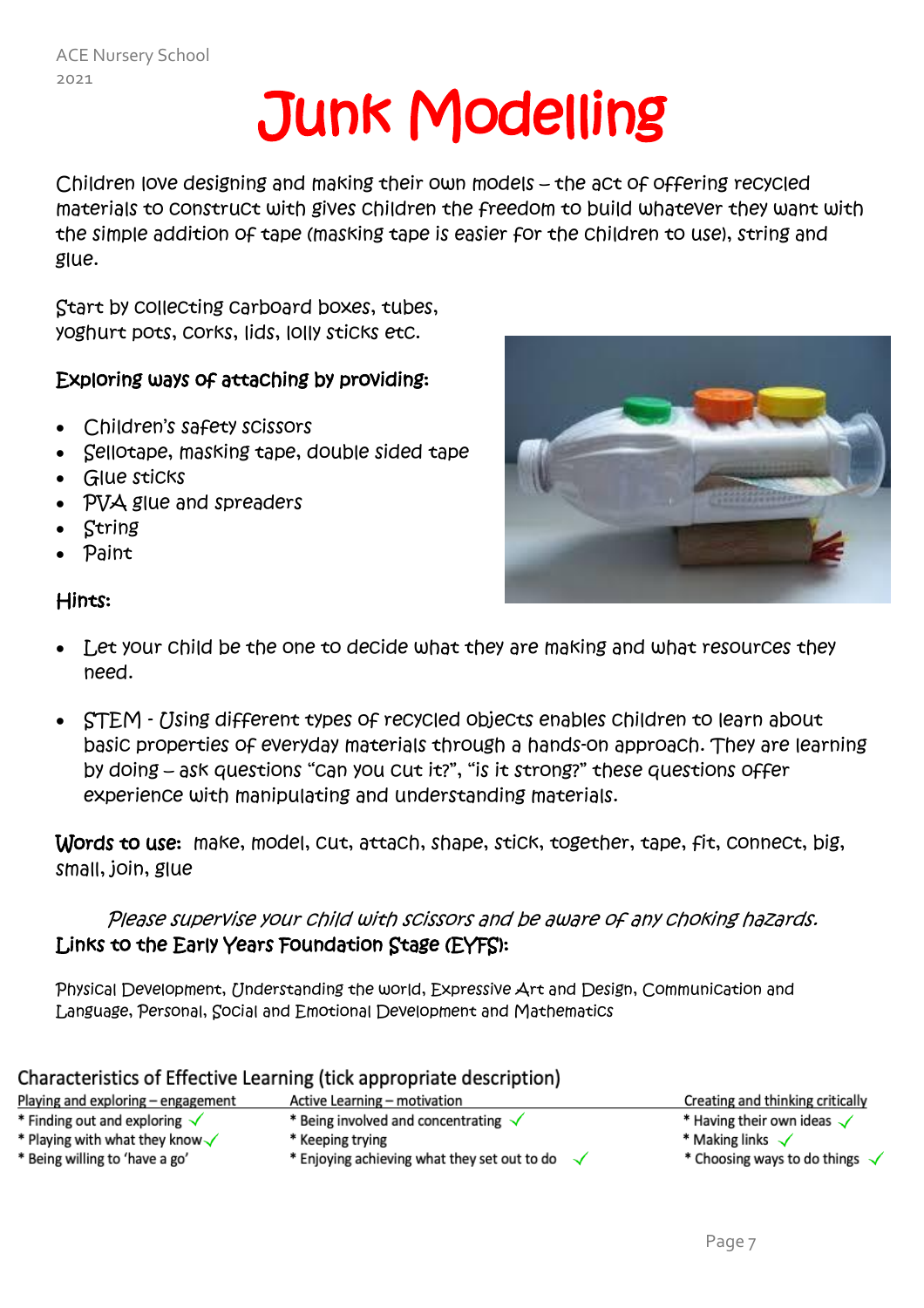ACE Nursery School
2021

# Junk Modelling

Children love designing and making their own models – the act of offering recycled materials to construct with gives children the freedom to build whatever they want with the simple addition of tape (masking tape is easier for the children to use), string and glue.

Start by collecting carboard boxes, tubes, yoghurt pots, corks, lids, lolly sticks etc.

**Exploring ways of attaching by providing:**

- Children's safety scissors
- Sellotape, masking tape, double sided tape
- Glue sticks
- PVA glue and spreaders
- String
- Paint

**Hints:**

- Let your child be the one to decide what they are making and what resources they need.
- STEM - Using different types of recycled objects enables children to learn about basic properties of everyday materials through a hands-on approach. They are learning by doing – ask questions "can you cut it?", "is it strong?" these questions offer experience with manipulating and understanding materials.

**Words to use:** make, model, cut, attach, shape, stick, together, tape, fit, connect, big, small, join, glue

*Please supervise your child with scissors and be aware of any choking hazards.*

**Links to the Early Years Foundation Stage (EYFS):**

Physical Development, Understanding the world, Expressive Art and Design, Communication and Language, Personal, Social and Emotional Development and Mathematics

## Characteristics of Effective Learning (tick appropriate description)

| Playing and exploring – engagement | Active Learning – motivation | Creating and thinking critically |
|---|---|---|
| * Finding out and exploring ✓ | * Being involved and concentrating ✓ | * Having their own ideas ✓ |
| * Playing with what they know ✓ | * Keeping trying | * Making links ✓ |
| * Being willing to 'have a go' | * Enjoying achieving what they set out to do ✓ | * Choosing ways to do things ✓ |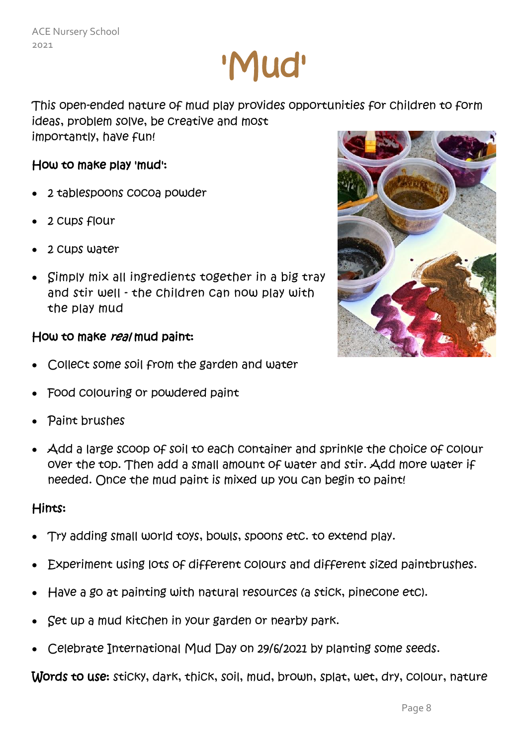# 'Mud'

This open-ended nature of mud play provides opportunities for children to form ideas, problem solve, be creative and most importantly, have fun!

### How to make play 'mud':

- 2 tablespoons cocoa powder
- 2 cups flour
- 2 cups water
- Simply mix all ingredients together in a big tray and stir well - the children can now play with the play mud

### How to make *real* mud paint:

- Collect some soil from the garden and water
- Food colouring or powdered paint
- Paint brushes
- Add a large scoop of soil to each container and sprinkle the choice of colour over the top. Then add a small amount of water and stir. Add more water if needed. Once the mud paint is mixed up you can begin to paint!

### Hints:

- Try adding small world toys, bowls, spoons etc. to extend play.
- Experiment using lots of different colours and different sized paintbrushes.
- Have a go at painting with natural resources (a stick, pinecone etc).
- Set up a mud kitchen in your garden or nearby park.
- Celebrate International Mud Day on 29/6/2021 by planting some seeds.

**Words to use:** sticky, dark, thick, soil, mud, brown, splat, wet, dry, colour, nature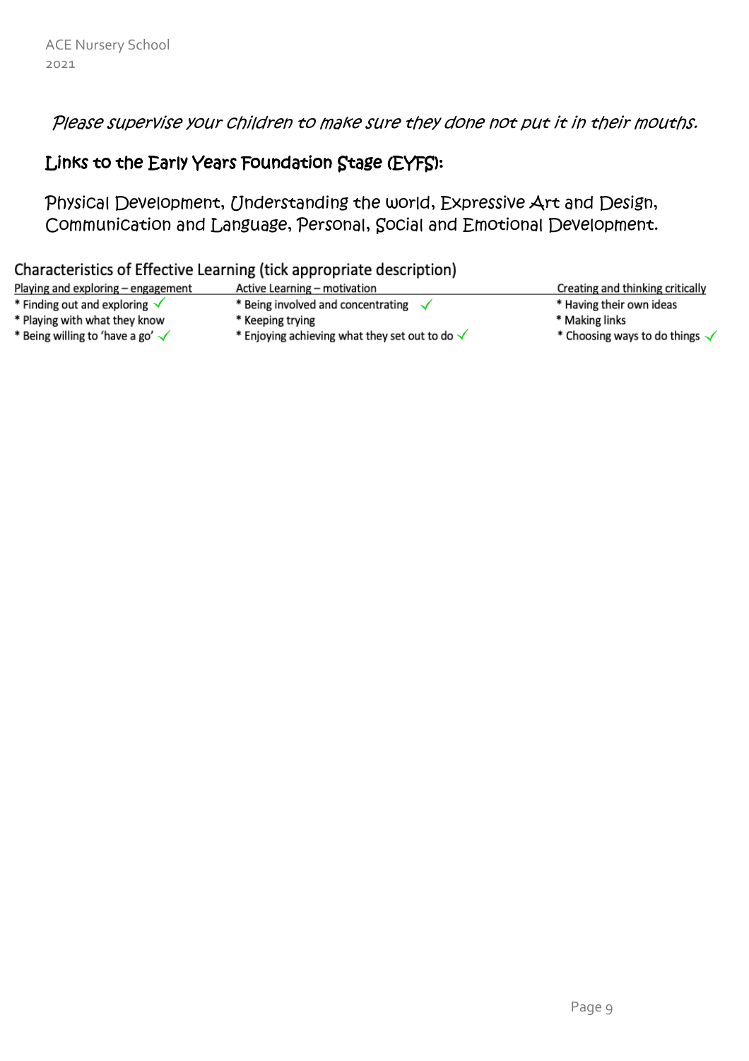*Please supervise your children to make sure they done not put it in their mouths.*

## Links to the Early Years Foundation Stage (EYFS):

Physical Development, Understanding the world, Expressive Art and Design, Communication and Language, Personal, Social and Emotional Development.

### Characteristics of Effective Learning (tick appropriate description)

| Playing and exploring – engagement | Active Learning – motivation | Creating and thinking critically |
|---|---|---|
| * Finding out and exploring ✓ | * Being involved and concentrating ✓ | * Having their own ideas |
| * Playing with what they know | * Keeping trying | * Making links |
| * Being willing to 'have a go' ✓ | * Enjoying achieving what they set out to do ✓ | * Choosing ways to do things ✓ |